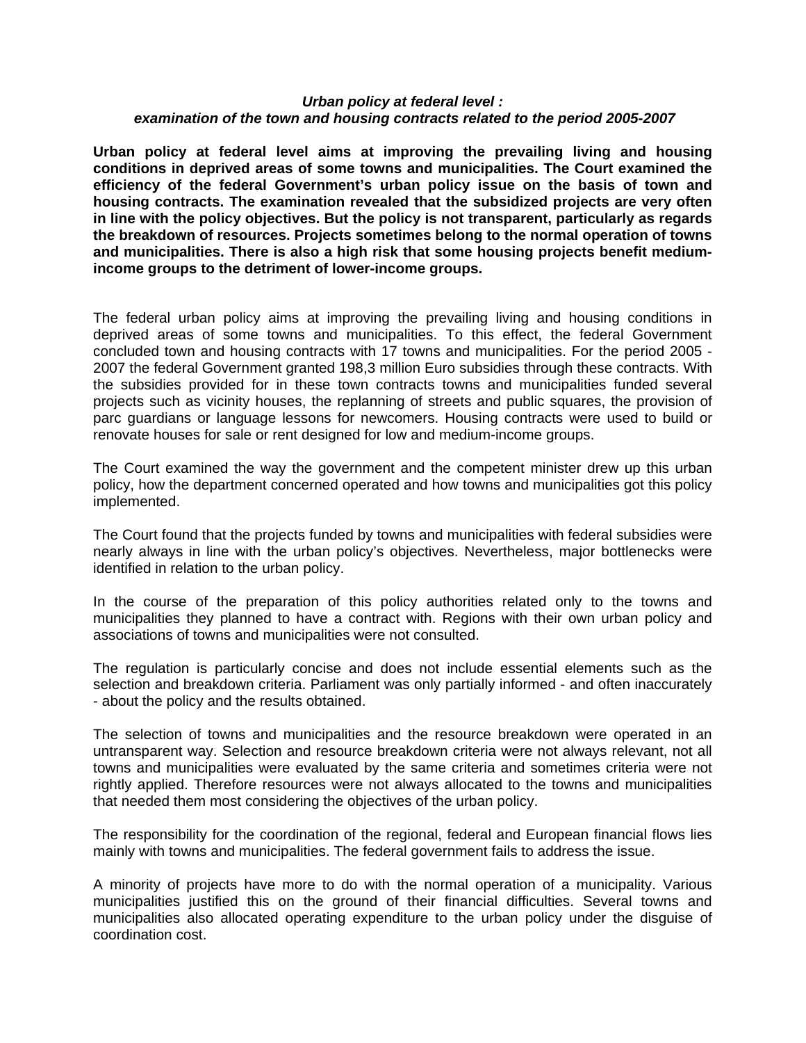# *Urban policy at federal level : examination of the town and housing contracts related to the period 2005-2007*

**Urban policy at federal level aims at improving the prevailing living and housing conditions in deprived areas of some towns and municipalities. The Court examined the efficiency of the federal Government's urban policy issue on the basis of town and housing contracts. The examination revealed that the subsidized projects are very often in line with the policy objectives. But the policy is not transparent, particularly as regards the breakdown of resources. Projects sometimes belong to the normal operation of towns and municipalities. There is also a high risk that some housing projects benefit medium-income groups to the detriment of lower-income groups.**

The federal urban policy aims at improving the prevailing living and housing conditions in deprived areas of some towns and municipalities. To this effect, the federal Government concluded town and housing contracts with 17 towns and municipalities. For the period 2005 - 2007 the federal Government granted 198,3 million Euro subsidies through these contracts. With the subsidies provided for in these town contracts towns and municipalities funded several projects such as vicinity houses, the replanning of streets and public squares, the provision of parc guardians or language lessons for newcomers. Housing contracts were used to build or renovate houses for sale or rent designed for low and medium-income groups.

The Court examined the way the government and the competent minister drew up this urban policy, how the department concerned operated and how towns and municipalities got this policy implemented.

The Court found that the projects funded by towns and municipalities with federal subsidies were nearly always in line with the urban policy's objectives. Nevertheless, major bottlenecks were identified in relation to the urban policy.

In the course of the preparation of this policy authorities related only to the towns and municipalities they planned to have a contract with. Regions with their own urban policy and associations of towns and municipalities were not consulted.

The regulation is particularly concise and does not include essential elements such as the selection and breakdown criteria. Parliament was only partially informed - and often inaccurately - about the policy and the results obtained.

The selection of towns and municipalities and the resource breakdown were operated in an untransparent way. Selection and resource breakdown criteria were not always relevant, not all towns and municipalities were evaluated by the same criteria and sometimes criteria were not rightly applied. Therefore resources were not always allocated to the towns and municipalities that needed them most considering the objectives of the urban policy.

The responsibility for the coordination of the regional, federal and European financial flows lies mainly with towns and municipalities. The federal government fails to address the issue.

A minority of projects have more to do with the normal operation of a municipality. Various municipalities justified this on the ground of their financial difficulties. Several towns and municipalities also allocated operating expenditure to the urban policy under the disguise of coordination cost.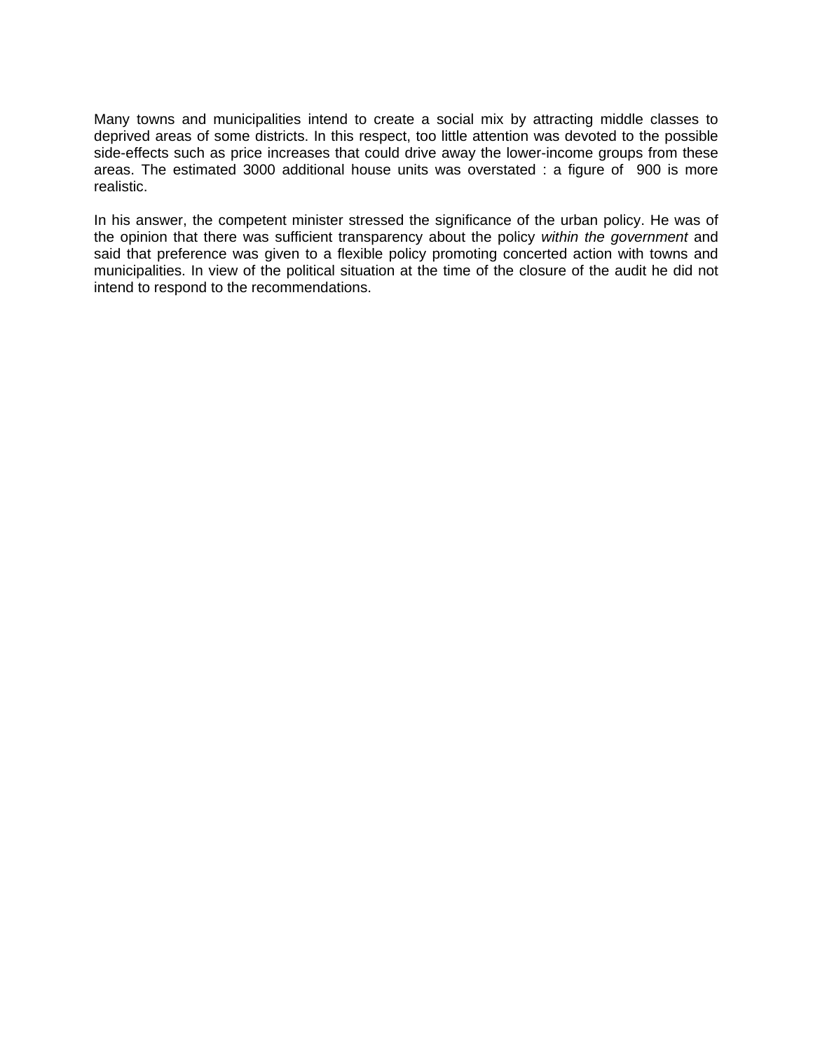Many towns and municipalities intend to create a social mix by attracting middle classes to deprived areas of some districts. In this respect, too little attention was devoted to the possible side-effects such as price increases that could drive away the lower-income groups from these areas. The estimated 3000 additional house units was overstated : a figure of 900 is more realistic.

In his answer, the competent minister stressed the significance of the urban policy. He was of the opinion that there was sufficient transparency about the policy *within the government* and said that preference was given to a flexible policy promoting concerted action with towns and municipalities. In view of the political situation at the time of the closure of the audit he did not intend to respond to the recommendations.